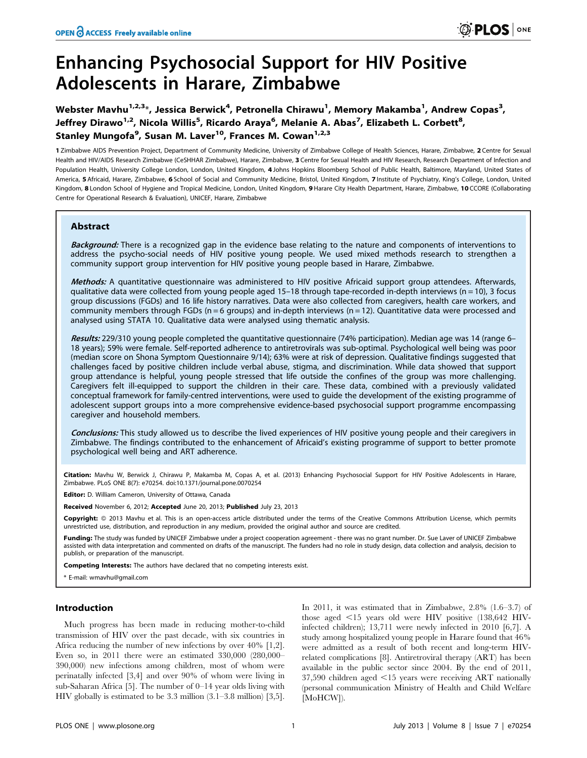# Enhancing Psychosocial Support for HIV Positive Adolescents in Harare, Zimbabwe

**Webster Mavhu[1,2,3]*, Jessica Berwick[4], Petronella Chirawu[1], Memory Makamba[1], Andrew Copas[3], Jeffrey Dirawo[1,2], Nicola Willis[5], Ricardo Araya[6], Melanie A. Abas[7], Elizabeth L. Corbett[8], Stanley Mungofa[9], Susan M. Laver[10], Frances M. Cowan[1,2,3]**

**1** Zimbabwe AIDS Prevention Project, Department of Community Medicine, University of Zimbabwe College of Health Sciences, Harare, Zimbabwe, **2** Centre for Sexual Health and HIV/AIDS Research Zimbabwe (CeSHHAR Zimbabwe), Harare, Zimbabwe, **3** Centre for Sexual Health and HIV Research, Research Department of Infection and Population Health, University College London, London, United Kingdom, **4** Johns Hopkins Bloomberg School of Public Health, Baltimore, Maryland, United States of America, **5** Africaid, Harare, Zimbabwe, **6** School of Social and Community Medicine, Bristol, United Kingdom, **7** Institute of Psychiatry, King's College, London, United Kingdom, **8** London School of Hygiene and Tropical Medicine, London, United Kingdom, **9** Harare City Health Department, Harare, Zimbabwe, **10** CCORE (Collaborating Centre for Operational Research & Evaluation), UNICEF, Harare, Zimbabwe

## Abstract

***Background:*** There is a recognized gap in the evidence base relating to the nature and components of interventions to address the psycho-social needs of HIV positive young people. We used mixed methods research to strengthen a community support group intervention for HIV positive young people based in Harare, Zimbabwe.

***Methods:*** A quantitative questionnaire was administered to HIV positive Africaid support group attendees. Afterwards, qualitative data were collected from young people aged 15–18 through tape-recorded in-depth interviews (n = 10), 3 focus group discussions (FGDs) and 16 life history narratives. Data were also collected from caregivers, health care workers, and community members through FGDs (n = 6 groups) and in-depth interviews (n = 12). Quantitative data were processed and analysed using STATA 10. Qualitative data were analysed using thematic analysis.

***Results:*** 229/310 young people completed the quantitative questionnaire (74% participation). Median age was 14 (range 6–18 years); 59% were female. Self-reported adherence to antiretrovirals was sub-optimal. Psychological well being was poor (median score on Shona Symptom Questionnaire 9/14); 63% were at risk of depression. Qualitative findings suggested that challenges faced by positive children include verbal abuse, stigma, and discrimination. While data showed that support group attendance is helpful, young people stressed that life outside the confines of the group was more challenging. Caregivers felt ill-equipped to support the children in their care. These data, combined with a previously validated conceptual framework for family-centred interventions, were used to guide the development of the existing programme of adolescent support groups into a more comprehensive evidence-based psychosocial support programme encompassing caregiver and household members.

***Conclusions:*** This study allowed us to describe the lived experiences of HIV positive young people and their caregivers in Zimbabwe. The findings contributed to the enhancement of Africaid's existing programme of support to better promote psychological well being and ART adherence.

**Citation:** Mavhu W, Berwick J, Chirawu P, Makamba M, Copas A, et al. (2013) Enhancing Psychosocial Support for HIV Positive Adolescents in Harare, Zimbabwe. PLoS ONE 8(7): e70254. doi:10.1371/journal.pone.0070254

**Editor:** D. William Cameron, University of Ottawa, Canada

**Received** November 6, 2012; **Accepted** June 20, 2013; **Published** July 23, 2013

**Copyright:** © 2013 Mavhu et al. This is an open-access article distributed under the terms of the Creative Commons Attribution License, which permits unrestricted use, distribution, and reproduction in any medium, provided the original author and source are credited.

**Funding:** The study was funded by UNICEF Zimbabwe under a project cooperation agreement - there was no grant number. Dr. Sue Laver of UNICEF Zimbabwe assisted with data interpretation and commented on drafts of the manuscript. The funders had no role in study design, data collection and analysis, decision to publish, or preparation of the manuscript.

**Competing Interests:** The authors have declared that no competing interests exist.

* E-mail: wmavhu@gmail.com

## Introduction

Much progress has been made in reducing mother-to-child transmission of HIV over the past decade, with six countries in Africa reducing the number of new infections by over 40% [1,2]. Even so, in 2011 there were an estimated 330,000 (280,000–390,000) new infections among children, most of whom were perinatally infected [3,4] and over 90% of whom were living in sub-Saharan Africa [5]. The number of 0–14 year olds living with HIV globally is estimated to be 3.3 million (3.1–3.8 million) [3,5]. In 2011, it was estimated that in Zimbabwe, 2.8% (1.6–3.7) of those aged <15 years old were HIV positive (138,642 HIV-infected children); 13,711 were newly infected in 2010 [6,7]. A study among hospitalized young people in Harare found that 46% were admitted as a result of both recent and long-term HIV-related complications [8]. Antiretroviral therapy (ART) has been available in the public sector since 2004. By the end of 2011, 37,590 children aged <15 years were receiving ART nationally (personal communication Ministry of Health and Child Welfare [MoHCW]).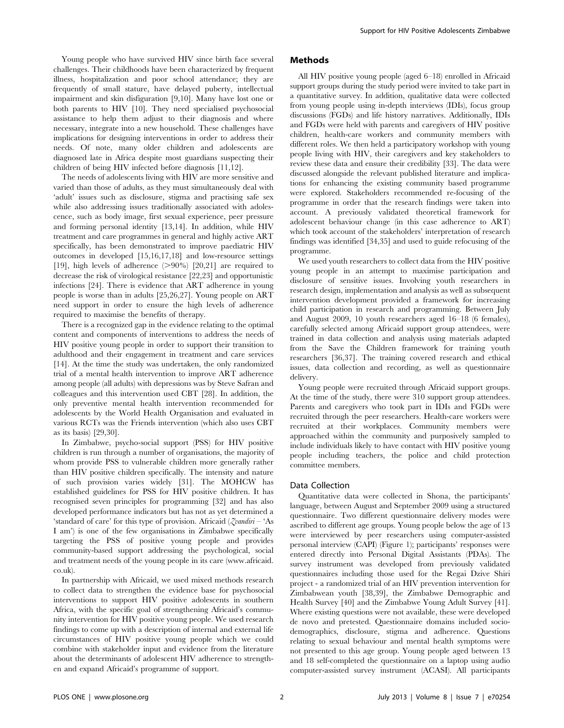Young people who have survived HIV since birth face several challenges. Their childhoods have been characterized by frequent illness, hospitalization and poor school attendance; they are frequently of small stature, have delayed puberty, intellectual impairment and skin disfiguration [9,10]. Many have lost one or both parents to HIV [10]. They need specialised psychosocial assistance to help them adjust to their diagnosis and where necessary, integrate into a new household. These challenges have implications for designing interventions in order to address their needs. Of note, many older children and adolescents are diagnosed late in Africa despite most guardians suspecting their children of being HIV infected before diagnosis [11,12].

The needs of adolescents living with HIV are more sensitive and varied than those of adults, as they must simultaneously deal with 'adult' issues such as disclosure, stigma and practising safe sex while also addressing issues traditionally associated with adolescence, such as body image, first sexual experience, peer pressure and forming personal identity [13,14]. In addition, while HIV treatment and care programmes in general and highly active ART specifically, has been demonstrated to improve paediatric HIV outcomes in developed [15,16,17,18] and low-resource settings [19], high levels of adherence (>90%) [20,21] are required to decrease the risk of virological resistance [22,23] and opportunistic infections [24]. There is evidence that ART adherence in young people is worse than in adults [25,26,27]. Young people on ART need support in order to ensure the high levels of adherence required to maximise the benefits of therapy.

There is a recognized gap in the evidence relating to the optimal content and components of interventions to address the needs of HIV positive young people in order to support their transition to adulthood and their engagement in treatment and care services [14]. At the time the study was undertaken, the only randomized trial of a mental health intervention to improve ART adherence among people (all adults) with depressions was by Steve Safran and colleagues and this intervention used CBT [28]. In addition, the only preventive mental health intervention recommended for adolescents by the World Health Organisation and evaluated in various RCTs was the Friends intervention (which also uses CBT as its basis) [29,30].

In Zimbabwe, psycho-social support (PSS) for HIV positive children is run through a number of organisations, the majority of whom provide PSS to vulnerable children more generally rather than HIV positive children specifically. The intensity and nature of such provision varies widely [31]. The MOHCW has established guidelines for PSS for HIV positive children. It has recognised seven principles for programming [32] and has also developed performance indicators but has not as yet determined a 'standard of care' for this type of provision. Africaid (*Zvandiri* – 'As I am') is one of the few organisations in Zimbabwe specifically targeting the PSS of positive young people and provides community-based support addressing the psychological, social and treatment needs of the young people in its care (www.africaid.co.uk).

In partnership with Africaid, we used mixed methods research to collect data to strengthen the evidence base for psychosocial interventions to support HIV positive adolescents in southern Africa, with the specific goal of strengthening Africaid's community intervention for HIV positive young people. We used research findings to come up with a description of internal and external life circumstances of HIV positive young people which we could combine with stakeholder input and evidence from the literature about the determinants of adolescent HIV adherence to strengthen and expand Africaid's programme of support.

## Methods

All HIV positive young people (aged 6–18) enrolled in Africaid support groups during the study period were invited to take part in a quantitative survey. In addition, qualitative data were collected from young people using in-depth interviews (IDIs), focus group discussions (FGDs) and life history narratives. Additionally, IDIs and FGDs were held with parents and caregivers of HIV positive children, health-care workers and community members with different roles. We then held a participatory workshop with young people living with HIV, their caregivers and key stakeholders to review these data and ensure their credibility [33]. The data were discussed alongside the relevant published literature and implications for enhancing the existing community based programme were explored. Stakeholders recommended re-focusing of the programme in order that the research findings were taken into account. A previously validated theoretical framework for adolescent behaviour change (in this case adherence to ART) which took account of the stakeholders' interpretation of research findings was identified [34,35] and used to guide refocusing of the programme.

We used youth researchers to collect data from the HIV positive young people in an attempt to maximise participation and disclosure of sensitive issues. Involving youth researchers in research design, implementation and analysis as well as subsequent intervention development provided a framework for increasing child participation in research and programming. Between July and August 2009, 10 youth researchers aged 16–18 (6 females), carefully selected among Africaid support group attendees, were trained in data collection and analysis using materials adapted from the Save the Children framework for training youth researchers [36,37]. The training covered research and ethical issues, data collection and recording, as well as questionnaire delivery.

Young people were recruited through Africaid support groups. At the time of the study, there were 310 support group attendees. Parents and caregivers who took part in IDIs and FGDs were recruited through the peer researchers. Health-care workers were recruited at their workplaces. Community members were approached within the community and purposively sampled to include individuals likely to have contact with HIV positive young people including teachers, the police and child protection committee members.

### Data Collection

Quantitative data were collected in Shona, the participants' language, between August and September 2009 using a structured questionnaire. Two different questionnaire delivery modes were ascribed to different age groups. Young people below the age of 13 were interviewed by peer researchers using computer-assisted personal interview (CAPI) (Figure 1); participants' responses were entered directly into Personal Digital Assistants (PDAs). The survey instrument was developed from previously validated questionnaires including those used for the Regai Dzive Shiri project - a randomized trial of an HIV prevention intervention for Zimbabwean youth [38,39], the Zimbabwe Demographic and Health Survey [40] and the Zimbabwe Young Adult Survey [41]. Where existing questions were not available, these were developed de novo and pretested. Questionnaire domains included socio-demographics, disclosure, stigma and adherence. Questions relating to sexual behaviour and mental health symptoms were not presented to this age group. Young people aged between 13 and 18 self-completed the questionnaire on a laptop using audio computer-assisted survey instrument (ACASI). All participants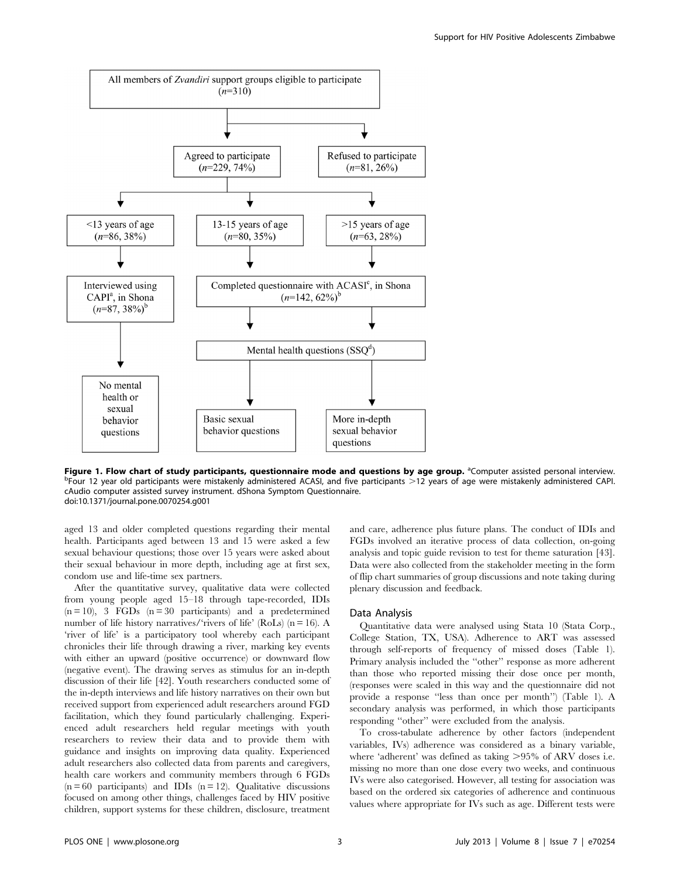All members of *Zvandiri* support groups eligible to participate (*n*=310)

- Agreed to participate (*n*=229, 74%)
- Refused to participate (*n*=81, 26%)

- <13 years of age (*n*=86, 38%)
- 13-15 years of age (*n*=80, 35%)
- >15 years of age (*n*=63, 28%)

- Interviewed using CAPI[a], in Shona (*n*=87, 38%)[b]
- Completed questionnaire with ACASI[c], in Shona (*n*=142, 62%)[b]

- Mental health questions (SSQ[d])

- No mental health or sexual behavior questions
- Basic sexual behavior questions
- More in-depth sexual behavior questions

**Figure 1. Flow chart of study participants, questionnaire mode and questions by age group.** [a]Computer assisted personal interview. [b]Four 12 year old participants were mistakenly administered ACASI, and five participants >12 years of age were mistakenly administered CAPI. cAudio computer assisted survey instrument. dShona Symptom Questionnaire.
doi:10.1371/journal.pone.0070254.g001

aged 13 and older completed questions regarding their mental health. Participants aged between 13 and 15 were asked a few sexual behaviour questions; those over 15 years were asked about their sexual behaviour in more depth, including age at first sex, condom use and life-time sex partners.

After the quantitative survey, qualitative data were collected from young people aged 15–18 through tape-recorded, IDIs (n = 10), 3 FGDs (n = 30 participants) and a predetermined number of life history narratives/'rivers of life' (RoLs) (n = 16). A 'river of life' is a participatory tool whereby each participant chronicles their life through drawing a river, marking key events with either an upward (positive occurrence) or downward flow (negative event). The drawing serves as stimulus for an in-depth discussion of their life [42]. Youth researchers conducted some of the in-depth interviews and life history narratives on their own but received support from experienced adult researchers around FGD facilitation, which they found particularly challenging. Experienced adult researchers held regular meetings with youth researchers to review their data and to provide them with guidance and insights on improving data quality. Experienced adult researchers also collected data from parents and caregivers, health care workers and community members through 6 FGDs (n = 60 participants) and IDIs (n = 12). Qualitative discussions focused on among other things, challenges faced by HIV positive children, support systems for these children, disclosure, treatment and care, adherence plus future plans. The conduct of IDIs and FGDs involved an iterative process of data collection, on-going analysis and topic guide revision to test for theme saturation [43]. Data were also collected from the stakeholder meeting in the form of flip chart summaries of group discussions and note taking during plenary discussion and feedback.

## Data Analysis

Quantitative data were analysed using Stata 10 (Stata Corp., College Station, TX, USA). Adherence to ART was assessed through self-reports of frequency of missed doses (Table 1). Primary analysis included the "other" response as more adherent than those who reported missing their dose once per month, (responses were scaled in this way and the questionnaire did not provide a response "less than once per month") (Table 1). A secondary analysis was performed, in which those participants responding "other" were excluded from the analysis.

To cross-tabulate adherence by other factors (independent variables, IVs) adherence was considered as a binary variable, where 'adherent' was defined as taking >95% of ARV doses i.e. missing no more than one dose every two weeks, and continuous IVs were also categorised. However, all testing for association was based on the ordered six categories of adherence and continuous values where appropriate for IVs such as age. Different tests were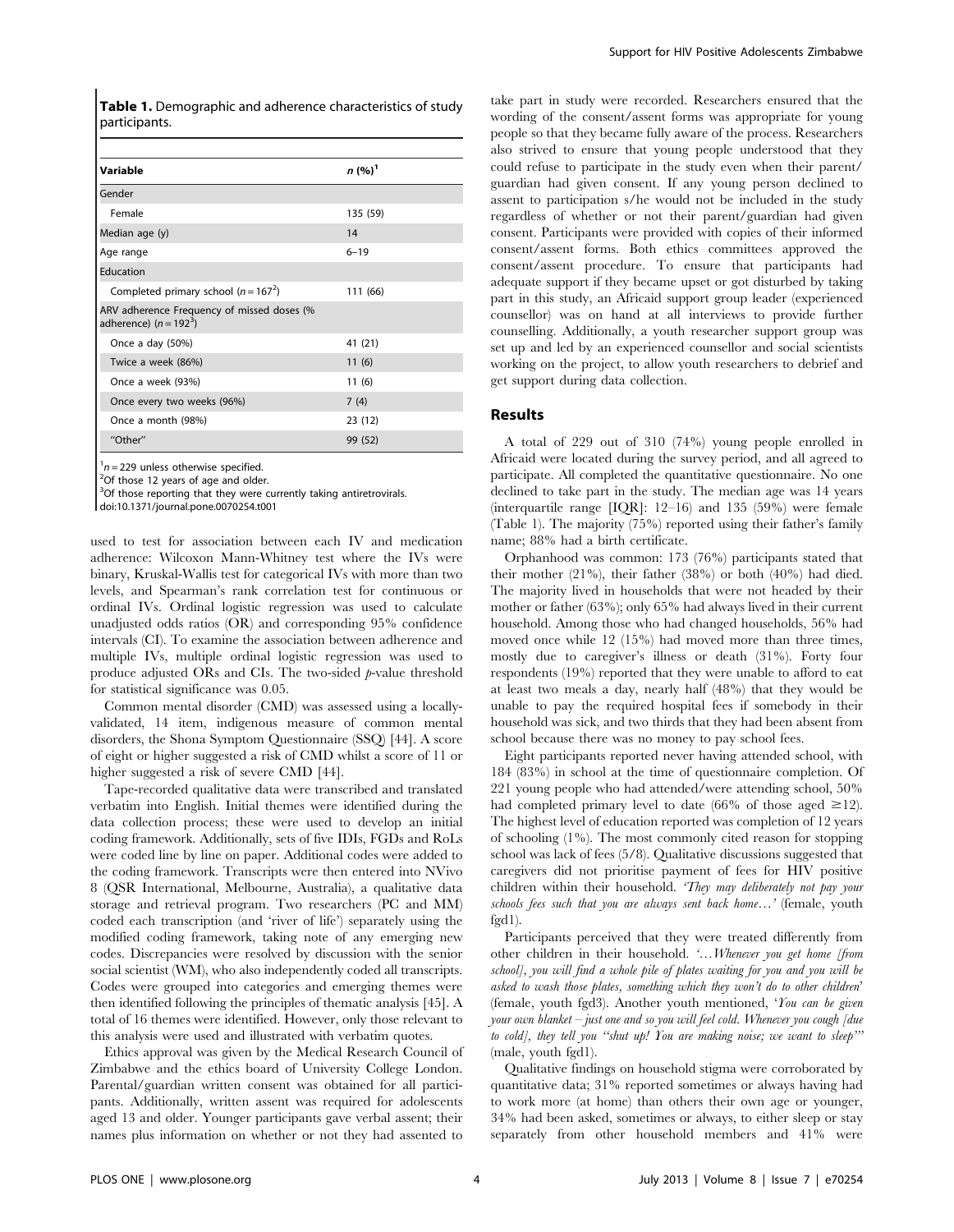**Table 1.** Demographic and adherence characteristics of study participants.

| Variable | $n$ (%)[1] |
| --- | --- |
| Gender | |
| Female | 135 (59) |
| Median age (y) | 14 |
| Age range | 6–19 |
| Education | |
| Completed primary school ($n = 167$[2]) | 111 (66) |
| ARV adherence Frequency of missed doses (% adherence) ($n = 192$[3]) | |
| Once a day (50%) | 41 (21) |
| Twice a week (86%) | 11 (6) |
| Once a week (93%) | 11 (6) |
| Once every two weeks (96%) | 7 (4) |
| Once a month (98%) | 23 (12) |
| "Other" | 99 (52) |

[1] $n = 229$ unless otherwise specified.
[2] Of those 12 years of age and older.
[3] Of those reporting that they were currently taking antiretrovirals.
doi:10.1371/journal.pone.0070254.t001

used to test for association between each IV and medication adherence: Wilcoxon Mann-Whitney test where the IVs were binary, Kruskal-Wallis test for categorical IVs with more than two levels, and Spearman's rank correlation test for continuous or ordinal IVs. Ordinal logistic regression was used to calculate unadjusted odds ratios (OR) and corresponding 95% confidence intervals (CI). To examine the association between adherence and multiple IVs, multiple ordinal logistic regression was used to produce adjusted ORs and CIs. The two-sided $p$-value threshold for statistical significance was 0.05.

Common mental disorder (CMD) was assessed using a locally-validated, 14 item, indigenous measure of common mental disorders, the Shona Symptom Questionnaire (SSQ) [44]. A score of eight or higher suggested a risk of CMD whilst a score of 11 or higher suggested a risk of severe CMD [44].

Tape-recorded qualitative data were transcribed and translated verbatim into English. Initial themes were identified during the data collection process; these were used to develop an initial coding framework. Additionally, sets of five IDIs, FGDs and RoLs were coded line by line on paper. Additional codes were added to the coding framework. Transcripts were then entered into NVivo 8 (QSR International, Melbourne, Australia), a qualitative data storage and retrieval program. Two researchers (PC and MM) coded each transcription (and 'river of life') separately using the modified coding framework, taking note of any emerging new codes. Discrepancies were resolved by discussion with the senior social scientist (WM), who also independently coded all transcripts. Codes were grouped into categories and emerging themes were then identified following the principles of thematic analysis [45]. A total of 16 themes were identified. However, only those relevant to this analysis were used and illustrated with verbatim quotes.

Ethics approval was given by the Medical Research Council of Zimbabwe and the ethics board of University College London. Parental/guardian written consent was obtained for all participants. Additionally, written assent was required for adolescents aged 13 and older. Younger participants gave verbal assent; their names plus information on whether or not they had assented to take part in study were recorded. Researchers ensured that the wording of the consent/assent forms was appropriate for young people so that they became fully aware of the process. Researchers also strived to ensure that young people understood that they could refuse to participate in the study even when their parent/guardian had given consent. If any young person declined to assent to participation s/he would not be included in the study regardless of whether or not their parent/guardian had given consent. Participants were provided with copies of their informed consent/assent forms. Both ethics committees approved the consent/assent procedure. To ensure that participants had adequate support if they became upset or got disturbed by taking part in this study, an Africaid support group leader (experienced counsellor) was on hand at all interviews to provide further counselling. Additionally, a youth researcher support group was set up and led by an experienced counsellor and social scientists working on the project, to allow youth researchers to debrief and get support during data collection.

## Results

A total of 229 out of 310 (74%) young people enrolled in Africaid were located during the survey period, and all agreed to participate. All completed the quantitative questionnaire. No one declined to take part in the study. The median age was 14 years (interquartile range [IQR]: 12–16) and 135 (59%) were female (Table 1). The majority (75%) reported using their father's family name; 88% had a birth certificate.

Orphanhood was common: 173 (76%) participants stated that their mother (21%), their father (38%) or both (40%) had died. The majority lived in households that were not headed by their mother or father (63%); only 65% had always lived in their current household. Among those who had changed households, 56% had moved once while 12 (15%) had moved more than three times, mostly due to caregiver's illness or death (31%). Forty four respondents (19%) reported that they were unable to afford to eat at least two meals a day, nearly half (48%) that they would be unable to pay the required hospital fees if somebody in their household was sick, and two thirds that they had been absent from school because there was no money to pay school fees.

Eight participants reported never having attended school, with 184 (83%) in school at the time of questionnaire completion. Of 221 young people who had attended/were attending school, 50% had completed primary level to date (66% of those aged ≥12). The highest level of education reported was completion of 12 years of schooling (1%). The most commonly cited reason for stopping school was lack of fees (5/8). Qualitative discussions suggested that caregivers did not prioritise payment of fees for HIV positive children within their household. *'They may deliberately not pay your schools fees such that you are always sent back home…'* (female, youth fgd1).

Participants perceived that they were treated differently from other children in their household. *'…Whenever you get home [from school], you will find a whole pile of plates waiting for you and you will be asked to wash those plates, something which they won't do to other children'* (female, youth fgd3). Another youth mentioned, *'You can be given your own blanket – just one and so you will feel cold. Whenever you cough [due to cold], they tell you "shut up! You are making noise; we want to sleep"'* (male, youth fgd1).

Qualitative findings on household stigma were corroborated by quantitative data; 31% reported sometimes or always having had to work more (at home) than others their own age or younger, 34% had been asked, sometimes or always, to either sleep or stay separately from other household members and 41% were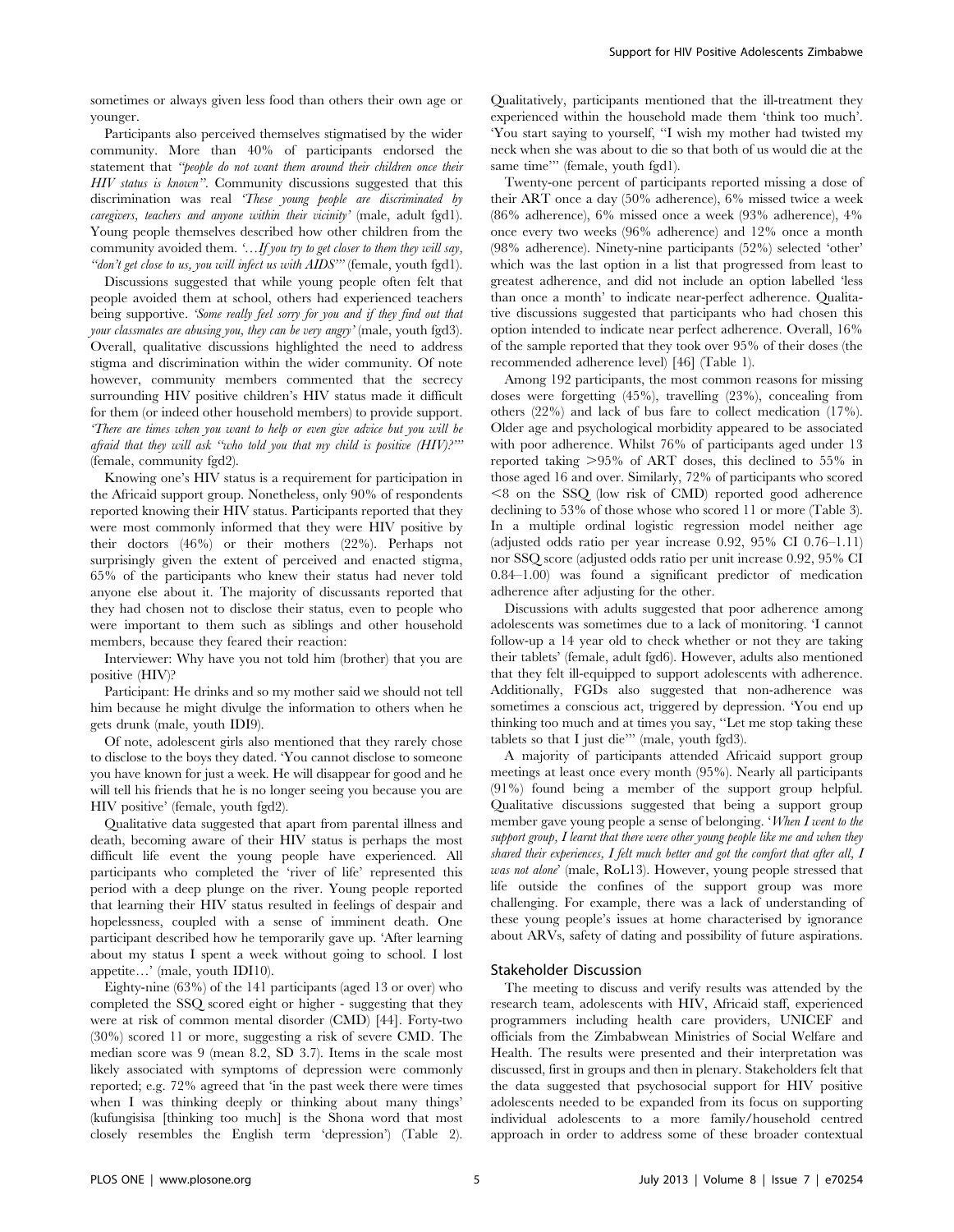sometimes or always given less food than others their own age or younger.

Participants also perceived themselves stigmatised by the wider community. More than 40% of participants endorsed the statement that *"people do not want them around their children once their HIV status is known"*. Community discussions suggested that this discrimination was real *'These young people are discriminated by caregivers, teachers and anyone within their vicinity'* (male, adult fgd1). Young people themselves described how other children from the community avoided them. *'…If you try to get closer to them they will say, "don't get close to us, you will infect us with AIDS"'* (female, youth fgd1).

Discussions suggested that while young people often felt that people avoided them at school, others had experienced teachers being supportive. *'Some really feel sorry for you and if they find out that your classmates are abusing you, they can be very angry'* (male, youth fgd3). Overall, qualitative discussions highlighted the need to address stigma and discrimination within the wider community. Of note however, community members commented that the secrecy surrounding HIV positive children's HIV status made it difficult for them (or indeed other household members) to provide support. *'There are times when you want to help or even give advice but you will be afraid that they will ask "who told you that my child is positive (HIV)?"'* (female, community fgd2).

Knowing one's HIV status is a requirement for participation in the Africaid support group. Nonetheless, only 90% of respondents reported knowing their HIV status. Participants reported that they were most commonly informed that they were HIV positive by their doctors (46%) or their mothers (22%). Perhaps not surprisingly given the extent of perceived and enacted stigma, 65% of the participants who knew their status had never told anyone else about it. The majority of discussants reported that they had chosen not to disclose their status, even to people who were important to them such as siblings and other household members, because they feared their reaction:

Interviewer: Why have you not told him (brother) that you are positive (HIV)?

Participant: He drinks and so my mother said we should not tell him because he might divulge the information to others when he gets drunk (male, youth IDI9).

Of note, adolescent girls also mentioned that they rarely chose to disclose to the boys they dated. 'You cannot disclose to someone you have known for just a week. He will disappear for good and he will tell his friends that he is no longer seeing you because you are HIV positive' (female, youth fgd2).

Qualitative data suggested that apart from parental illness and death, becoming aware of their HIV status is perhaps the most difficult life event the young people have experienced. All participants who completed the 'river of life' represented this period with a deep plunge on the river. Young people reported that learning their HIV status resulted in feelings of despair and hopelessness, coupled with a sense of imminent death. One participant described how he temporarily gave up. 'After learning about my status I spent a week without going to school. I lost appetite…' (male, youth IDI10).

Eighty-nine (63%) of the 141 participants (aged 13 or over) who completed the SSQ scored eight or higher - suggesting that they were at risk of common mental disorder (CMD) [44]. Forty-two (30%) scored 11 or more, suggesting a risk of severe CMD. The median score was 9 (mean 8.2, SD 3.7). Items in the scale most likely associated with symptoms of depression were commonly reported; e.g. 72% agreed that 'in the past week there were times when I was thinking deeply or thinking about many things' (kufungisisa [thinking too much] is the Shona word that most closely resembles the English term 'depression') (Table 2). Qualitatively, participants mentioned that the ill-treatment they experienced within the household made them 'think too much'. 'You start saying to yourself, "I wish my mother had twisted my neck when she was about to die so that both of us would die at the same time"' (female, youth fgd1).

Twenty-one percent of participants reported missing a dose of their ART once a day (50% adherence), 6% missed twice a week (86% adherence), 6% missed once a week (93% adherence), 4% once every two weeks (96% adherence) and 12% once a month (98% adherence). Ninety-nine participants (52%) selected 'other' which was the last option in a list that progressed from least to greatest adherence, and did not include an option labelled 'less than once a month' to indicate near-perfect adherence. Qualitative discussions suggested that participants who had chosen this option intended to indicate near perfect adherence. Overall, 16% of the sample reported that they took over 95% of their doses (the recommended adherence level) [46] (Table 1).

Among 192 participants, the most common reasons for missing doses were forgetting (45%), travelling (23%), concealing from others (22%) and lack of bus fare to collect medication (17%). Older age and psychological morbidity appeared to be associated with poor adherence. Whilst 76% of participants aged under 13 reported taking >95% of ART doses, this declined to 55% in those aged 16 and over. Similarly, 72% of participants who scored <8 on the SSQ (low risk of CMD) reported good adherence declining to 53% of those whose who scored 11 or more (Table 3). In a multiple ordinal logistic regression model neither age (adjusted odds ratio per year increase 0.92, 95% CI 0.76–1.11) nor SSQ score (adjusted odds ratio per unit increase 0.92, 95% CI 0.84–1.00) was found a significant predictor of medication adherence after adjusting for the other.

Discussions with adults suggested that poor adherence among adolescents was sometimes due to a lack of monitoring. 'I cannot follow-up a 14 year old to check whether or not they are taking their tablets' (female, adult fgd6). However, adults also mentioned that they felt ill-equipped to support adolescents with adherence. Additionally, FGDs also suggested that non-adherence was sometimes a conscious act, triggered by depression. 'You end up thinking too much and at times you say, "Let me stop taking these tablets so that I just die"' (male, youth fgd3).

A majority of participants attended Africaid support group meetings at least once every month (95%). Nearly all participants (91%) found being a member of the support group helpful. Qualitative discussions suggested that being a support group member gave young people a sense of belonging. '*When I went to the support group, I learnt that there were other young people like me and when they shared their experiences, I felt much better and got the comfort that after all, I was not alone*' (male, RoL13). However, young people stressed that life outside the confines of the support group was more challenging. For example, there was a lack of understanding of these young people's issues at home characterised by ignorance about ARVs, safety of dating and possibility of future aspirations.

## Stakeholder Discussion

The meeting to discuss and verify results was attended by the research team, adolescents with HIV, Africaid staff, experienced programmers including health care providers, UNICEF and officials from the Zimbabwean Ministries of Social Welfare and Health. The results were presented and their interpretation was discussed, first in groups and then in plenary. Stakeholders felt that the data suggested that psychosocial support for HIV positive adolescents needed to be expanded from its focus on supporting individual adolescents to a more family/household centred approach in order to address some of these broader contextual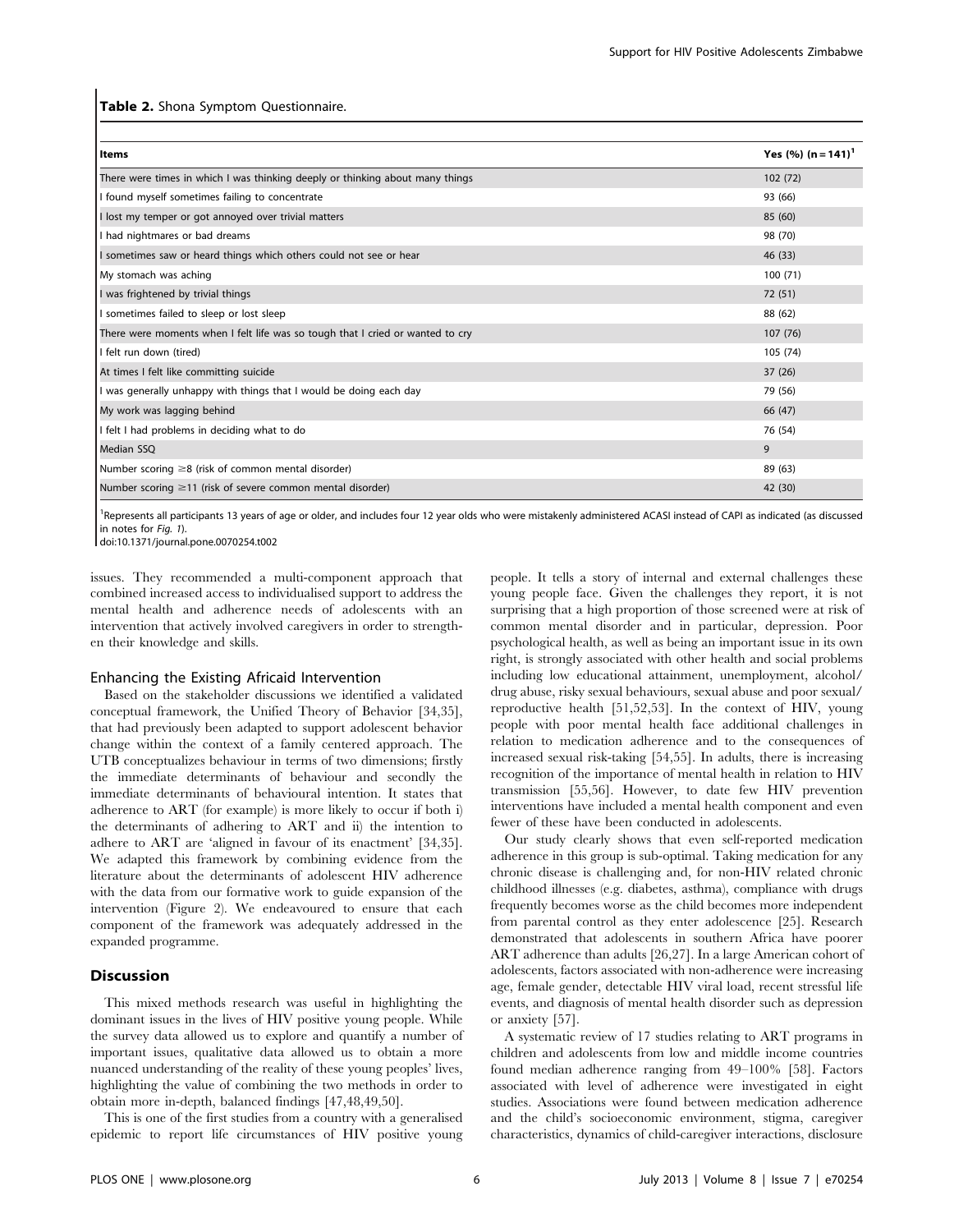**Table 2.** Shona Symptom Questionnaire.

| Items | Yes (%) (n = 141)[1] |
|---|---|
| There were times in which I was thinking deeply or thinking about many things | 102 (72) |
| I found myself sometimes failing to concentrate | 93 (66) |
| I lost my temper or got annoyed over trivial matters | 85 (60) |
| I had nightmares or bad dreams | 98 (70) |
| I sometimes saw or heard things which others could not see or hear | 46 (33) |
| My stomach was aching | 100 (71) |
| I was frightened by trivial things | 72 (51) |
| I sometimes failed to sleep or lost sleep | 88 (62) |
| There were moments when I felt life was so tough that I cried or wanted to cry | 107 (76) |
| I felt run down (tired) | 105 (74) |
| At times I felt like committing suicide | 37 (26) |
| I was generally unhappy with things that I would be doing each day | 79 (56) |
| My work was lagging behind | 66 (47) |
| I felt I had problems in deciding what to do | 76 (54) |
| Median SSQ | 9 |
| Number scoring ≥8 (risk of common mental disorder) | 89 (63) |
| Number scoring ≥11 (risk of severe common mental disorder) | 42 (30) |

[1]Represents all participants 13 years of age or older, and includes four 12 year olds who were mistakenly administered ACASI instead of CAPI as indicated (as discussed in notes for *Fig. 1*).

doi:10.1371/journal.pone.0070254.t002

issues. They recommended a multi-component approach that combined increased access to individualised support to address the mental health and adherence needs of adolescents with an intervention that actively involved caregivers in order to strengthen their knowledge and skills.

### Enhancing the Existing Africaid Intervention

Based on the stakeholder discussions we identified a validated conceptual framework, the Unified Theory of Behavior [34,35], that had previously been adapted to support adolescent behavior change within the context of a family centered approach. The UTB conceptualizes behaviour in terms of two dimensions; firstly the immediate determinants of behaviour and secondly the immediate determinants of behavioural intention. It states that adherence to ART (for example) is more likely to occur if both i) the determinants of adhering to ART and ii) the intention to adhere to ART are 'aligned in favour of its enactment' [34,35]. We adapted this framework by combining evidence from the literature about the determinants of adolescent HIV adherence with the data from our formative work to guide expansion of the intervention (Figure 2). We endeavoured to ensure that each component of the framework was adequately addressed in the expanded programme.

## Discussion

This mixed methods research was useful in highlighting the dominant issues in the lives of HIV positive young people. While the survey data allowed us to explore and quantify a number of important issues, qualitative data allowed us to obtain a more nuanced understanding of the reality of these young peoples' lives, highlighting the value of combining the two methods in order to obtain more in-depth, balanced findings [47,48,49,50].

This is one of the first studies from a country with a generalised epidemic to report life circumstances of HIV positive young people. It tells a story of internal and external challenges these young people face. Given the challenges they report, it is not surprising that a high proportion of those screened were at risk of common mental disorder and in particular, depression. Poor psychological health, as well as being an important issue in its own right, is strongly associated with other health and social problems including low educational attainment, unemployment, alcohol/drug abuse, risky sexual behaviours, sexual abuse and poor sexual/reproductive health [51,52,53]. In the context of HIV, young people with poor mental health face additional challenges in relation to medication adherence and to the consequences of increased sexual risk-taking [54,55]. In adults, there is increasing recognition of the importance of mental health in relation to HIV transmission [55,56]. However, to date few HIV prevention interventions have included a mental health component and even fewer of these have been conducted in adolescents.

Our study clearly shows that even self-reported medication adherence in this group is sub-optimal. Taking medication for any chronic disease is challenging and, for non-HIV related chronic childhood illnesses (e.g. diabetes, asthma), compliance with drugs frequently becomes worse as the child becomes more independent from parental control as they enter adolescence [25]. Research demonstrated that adolescents in southern Africa have poorer ART adherence than adults [26,27]. In a large American cohort of adolescents, factors associated with non-adherence were increasing age, female gender, detectable HIV viral load, recent stressful life events, and diagnosis of mental health disorder such as depression or anxiety [57].

A systematic review of 17 studies relating to ART programs in children and adolescents from low and middle income countries found median adherence ranging from 49–100% [58]. Factors associated with level of adherence were investigated in eight studies. Associations were found between medication adherence and the child's socioeconomic environment, stigma, caregiver characteristics, dynamics of child-caregiver interactions, disclosure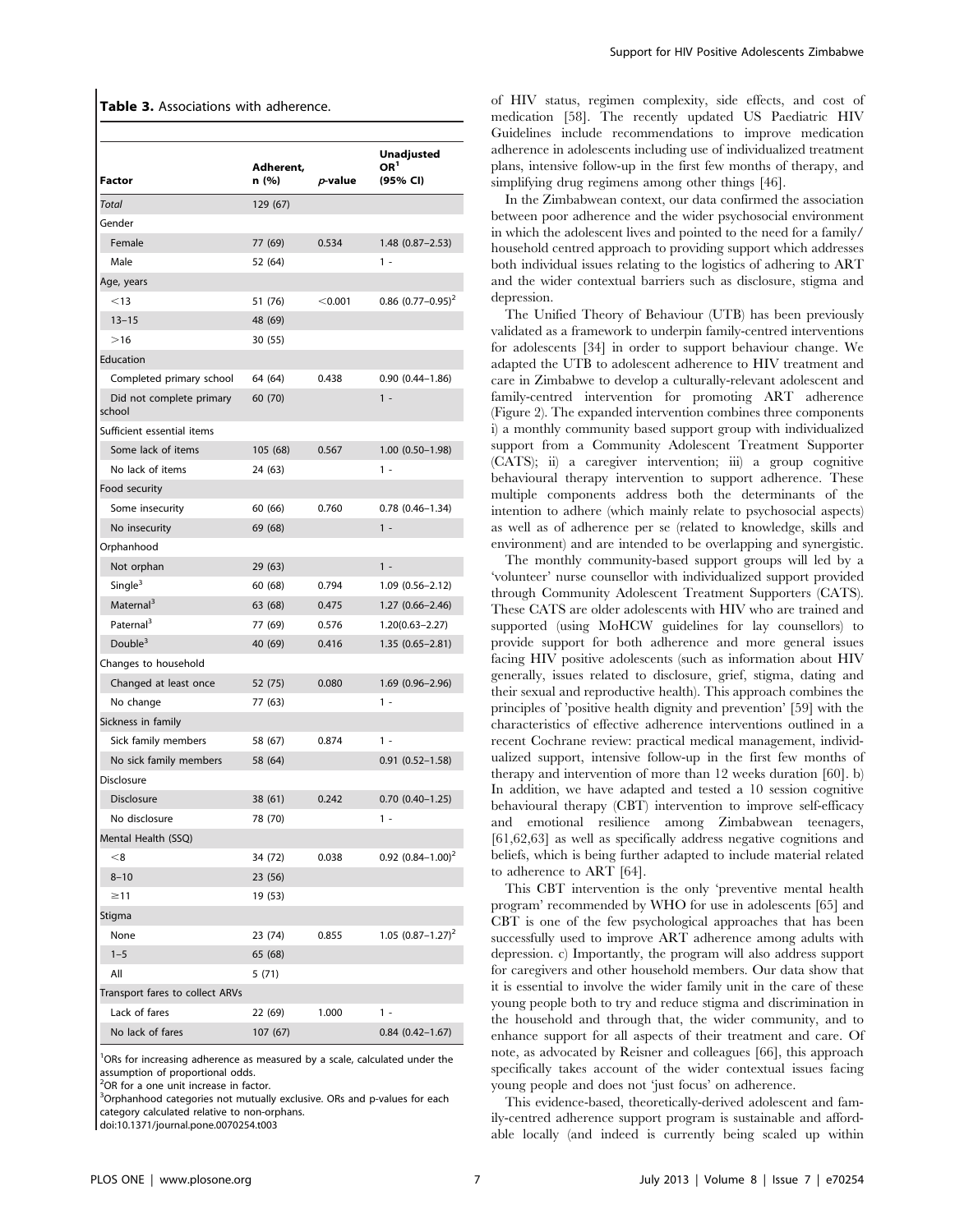**Table 3.** Associations with adherence.

| Factor | Adherent, n (%) | *p*-value | Unadjusted OR[1] (95% CI) |
|---|---|---|---|
| *Total* | 129 (67) | | |
| Gender | | | |
| Female | 77 (69) | 0.534 | 1.48 (0.87–2.53) |
| Male | 52 (64) | | 1 - |
| Age, years | | | |
| <13 | 51 (76) | <0.001 | 0.86 (0.77–0.95)[2] |
| 13–15 | 48 (69) | | |
| >16 | 30 (55) | | |
| Education | | | |
| Completed primary school | 64 (64) | 0.438 | 0.90 (0.44–1.86) |
| Did not complete primary school | 60 (70) | | 1 - |
| Sufficient essential items | | | |
| Some lack of items | 105 (68) | 0.567 | 1.00 (0.50–1.98) |
| No lack of items | 24 (63) | | 1 - |
| Food security | | | |
| Some insecurity | 60 (66) | 0.760 | 0.78 (0.46–1.34) |
| No insecurity | 69 (68) | | 1 - |
| Orphanhood | | | |
| Not orphan | 29 (63) | | 1 - |
| Single[3] | 60 (68) | 0.794 | 1.09 (0.56–2.12) |
| Maternal[3] | 63 (68) | 0.475 | 1.27 (0.66–2.46) |
| Paternal[3] | 77 (69) | 0.576 | 1.20(0.63–2.27) |
| Double[3] | 40 (69) | 0.416 | 1.35 (0.65–2.81) |
| Changes to household | | | |
| Changed at least once | 52 (75) | 0.080 | 1.69 (0.96–2.96) |
| No change | 77 (63) | | 1 - |
| Sickness in family | | | |
| Sick family members | 58 (67) | 0.874 | 1 - |
| No sick family members | 58 (64) | | 0.91 (0.52–1.58) |
| Disclosure | | | |
| Disclosure | 38 (61) | 0.242 | 0.70 (0.40–1.25) |
| No disclosure | 78 (70) | | 1 - |
| Mental Health (SSQ) | | | |
| <8 | 34 (72) | 0.038 | 0.92 (0.84–1.00)[2] |
| 8–10 | 23 (56) | | |
| ≥11 | 19 (53) | | |
| Stigma | | | |
| None | 23 (74) | 0.855 | 1.05 (0.87–1.27)[2] |
| 1–5 | 65 (68) | | |
| All | 5 (71) | | |
| Transport fares to collect ARVs | | | |
| Lack of fares | 22 (69) | 1.000 | 1 - |
| No lack of fares | 107 (67) | | 0.84 (0.42–1.67) |

[1]ORs for increasing adherence as measured by a scale, calculated under the assumption of proportional odds.
[2]OR for a one unit increase in factor.
[3]Orphanhood categories not mutually exclusive. ORs and p-values for each category calculated relative to non-orphans.
doi:10.1371/journal.pone.0070254.t003

of HIV status, regimen complexity, side effects, and cost of medication [58]. The recently updated US Paediatric HIV Guidelines include recommendations to improve medication adherence in adolescents including use of individualized treatment plans, intensive follow-up in the first few months of therapy, and simplifying drug regimens among other things [46].

In the Zimbabwean context, our data confirmed the association between poor adherence and the wider psychosocial environment in which the adolescent lives and pointed to the need for a family/household centred approach to providing support which addresses both individual issues relating to the logistics of adhering to ART and the wider contextual barriers such as disclosure, stigma and depression.

The Unified Theory of Behaviour (UTB) has been previously validated as a framework to underpin family-centred interventions for adolescents [34] in order to support behaviour change. We adapted the UTB to adolescent adherence to HIV treatment and care in Zimbabwe to develop a culturally-relevant adolescent and family-centred intervention for promoting ART adherence (Figure 2). The expanded intervention combines three components i) a monthly community based support group with individualized support from a Community Adolescent Treatment Supporter (CATS); ii) a caregiver intervention; iii) a group cognitive behavioural therapy intervention to support adherence. These multiple components address both the determinants of the intention to adhere (which mainly relate to psychosocial aspects) as well as of adherence per se (related to knowledge, skills and environment) and are intended to be overlapping and synergistic.

The monthly community-based support groups will led by a 'volunteer' nurse counsellor with individualized support provided through Community Adolescent Treatment Supporters (CATS). These CATS are older adolescents with HIV who are trained and supported (using MoHCW guidelines for lay counsellors) to provide support for both adherence and more general issues facing HIV positive adolescents (such as information about HIV generally, issues related to disclosure, grief, stigma, dating and their sexual and reproductive health). This approach combines the principles of 'positive health dignity and prevention' [59] with the characteristics of effective adherence interventions outlined in a recent Cochrane review: practical medical management, individualized support, intensive follow-up in the first few months of therapy and intervention of more than 12 weeks duration [60]. b) In addition, we have adapted and tested a 10 session cognitive behavioural therapy (CBT) intervention to improve self-efficacy and emotional resilience among Zimbabwean teenagers, [61,62,63] as well as specifically address negative cognitions and beliefs, which is being further adapted to include material related to adherence to ART [64].

This CBT intervention is the only 'preventive mental health program' recommended by WHO for use in adolescents [65] and CBT is one of the few psychological approaches that has been successfully used to improve ART adherence among adults with depression. c) Importantly, the program will also address support for caregivers and other household members. Our data show that it is essential to involve the wider family unit in the care of these young people both to try and reduce stigma and discrimination in the household and through that, the wider community, and to enhance support for all aspects of their treatment and care. Of note, as advocated by Reisner and colleagues [66], this approach specifically takes account of the wider contextual issues facing young people and does not 'just focus' on adherence.

This evidence-based, theoretically-derived adolescent and family-centred adherence support program is sustainable and affordable locally (and indeed is currently being scaled up within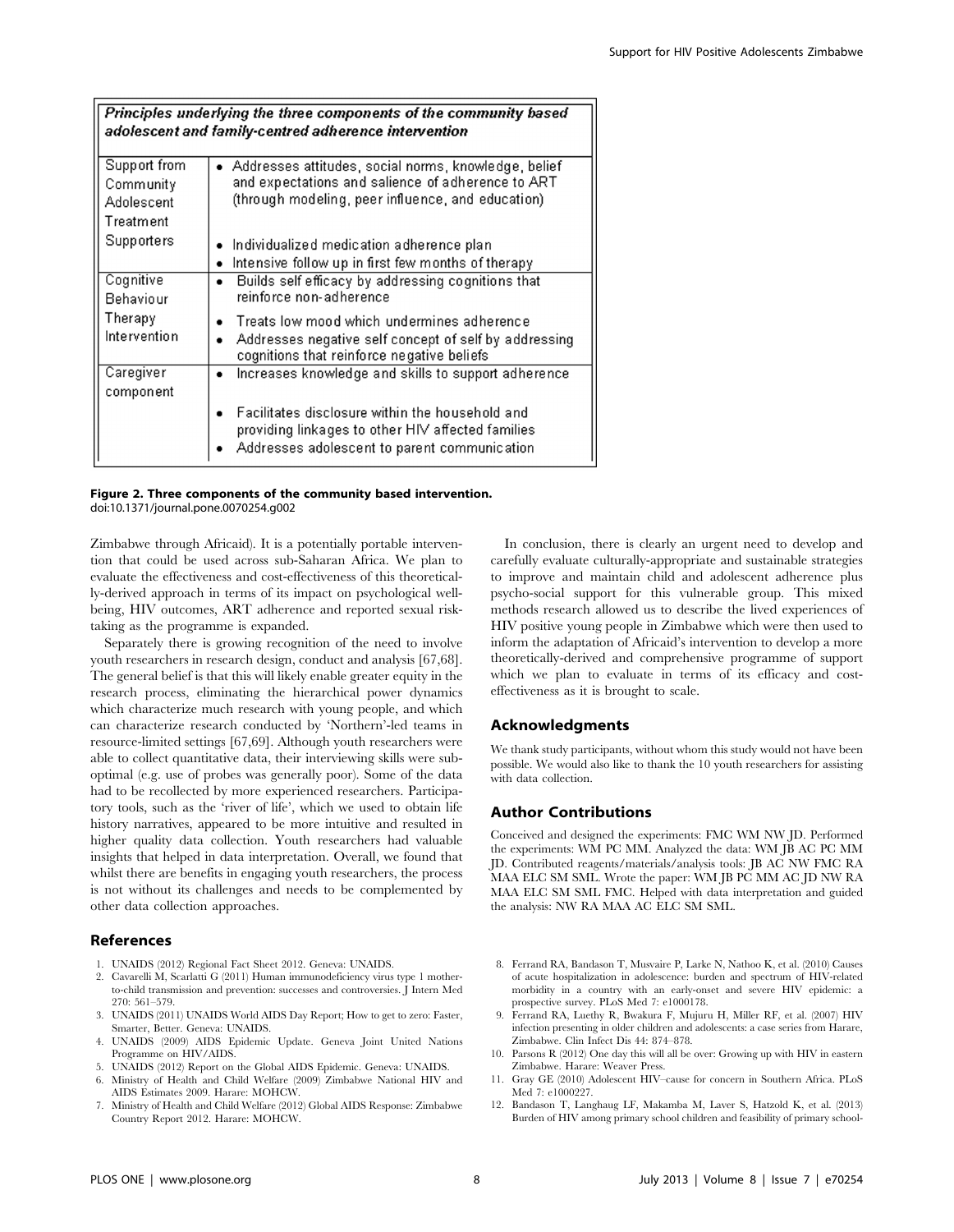| Principles underlying the three components of the community based adolescent and family-centred adherence intervention | |
|---|---|
| Support from Community Adolescent Treatment Supporters | • Addresses attitudes, social norms, knowledge, belief and expectations and salience of adherence to ART (through modeling, peer influence, and education)<br>• Individualized medication adherence plan<br>• Intensive follow up in first few months of therapy |
| Cognitive Behaviour Therapy Intervention | • Builds self efficacy by addressing cognitions that reinforce non-adherence<br>• Treats low mood which undermines adherence<br>• Addresses negative self concept of self by addressing cognitions that reinforce negative beliefs |
| Caregiver component | • Increases knowledge and skills to support adherence<br>• Facilitates disclosure within the household and providing linkages to other HIV affected families<br>• Addresses adolescent to parent communication |

**Figure 2. Three components of the community based intervention.**
doi:10.1371/journal.pone.0070254.g002

Zimbabwe through Africaid). It is a potentially portable intervention that could be used across sub-Saharan Africa. We plan to evaluate the effectiveness and cost-effectiveness of this theoretically-derived approach in terms of its impact on psychological wellbeing, HIV outcomes, ART adherence and reported sexual risk-taking as the programme is expanded.

Separately there is growing recognition of the need to involve youth researchers in research design, conduct and analysis [67,68]. The general belief is that this will likely enable greater equity in the research process, eliminating the hierarchical power dynamics which characterize much research with young people, and which can characterize research conducted by 'Northern'-led teams in resource-limited settings [67,69]. Although youth researchers were able to collect quantitative data, their interviewing skills were sub-optimal (e.g. use of probes was generally poor). Some of the data had to be recollected by more experienced researchers. Participatory tools, such as the 'river of life', which we used to obtain life history narratives, appeared to be more intuitive and resulted in higher quality data collection. Youth researchers had valuable insights that helped in data interpretation. Overall, we found that whilst there are benefits in engaging youth researchers, the process is not without its challenges and needs to be complemented by other data collection approaches.

In conclusion, there is clearly an urgent need to develop and carefully evaluate culturally-appropriate and sustainable strategies to improve and maintain child and adolescent adherence plus psycho-social support for this vulnerable group. This mixed methods research allowed us to describe the lived experiences of HIV positive young people in Zimbabwe which were then used to inform the adaptation of Africaid's intervention to develop a more theoretically-derived and comprehensive programme of support which we plan to evaluate in terms of its efficacy and cost-effectiveness as it is brought to scale.

## Acknowledgments

We thank study participants, without whom this study would not have been possible. We would also like to thank the 10 youth researchers for assisting with data collection.

## Author Contributions

Conceived and designed the experiments: FMC WM NW JD. Performed the experiments: WM PC MM. Analyzed the data: WM JB AC PC MM JD. Contributed reagents/materials/analysis tools: JB AC NW FMC RA MAA ELC SM SML. Wrote the paper: WM JB PC MM AC JD NW RA MAA ELC SM SML FMC. Helped with data interpretation and guided the analysis: NW RA MAA AC ELC SM SML.

## References

1. UNAIDS (2012) Regional Fact Sheet 2012. Geneva: UNAIDS.
2. Cavarelli M, Scarlatti G (2011) Human immunodeficiency virus type 1 mother-to-child transmission and prevention: successes and controversies. J Intern Med 270: 561–579.
3. UNAIDS (2011) UNAIDS World AIDS Day Report; How to get to zero: Faster, Smarter, Better. Geneva: UNAIDS.
4. UNAIDS (2009) AIDS Epidemic Update. Geneva Joint United Nations Programme on HIV/AIDS.
5. UNAIDS (2012) Report on the Global AIDS Epidemic. Geneva: UNAIDS.
6. Ministry of Health and Child Welfare (2009) Zimbabwe National HIV and AIDS Estimates 2009. Harare: MOHCW.
7. Ministry of Health and Child Welfare (2012) Global AIDS Response: Zimbabwe Country Report 2012. Harare: MOHCW.
8. Ferrand RA, Bandason T, Musvaire P, Larke N, Nathoo K, et al. (2010) Causes of acute hospitalization in adolescence: burden and spectrum of HIV-related morbidity in a country with an early-onset and severe HIV epidemic: a prospective survey. PLoS Med 7: e1000178.
9. Ferrand RA, Luethy R, Bwakura F, Mujuru H, Miller RF, et al. (2007) HIV infection presenting in older children and adolescents: a case series from Harare, Zimbabwe. Clin Infect Dis 44: 874–878.
10. Parsons R (2012) One day this will all be over: Growing up with HIV in eastern Zimbabwe. Harare: Weaver Press.
11. Gray GE (2010) Adolescent HIV–cause for concern in Southern Africa. PLoS Med 7: e1000227.
12. Bandason T, Langhaug LF, Makamba M, Laver S, Hatzold K, et al. (2013) Burden of HIV among primary school children and feasibility of primary school-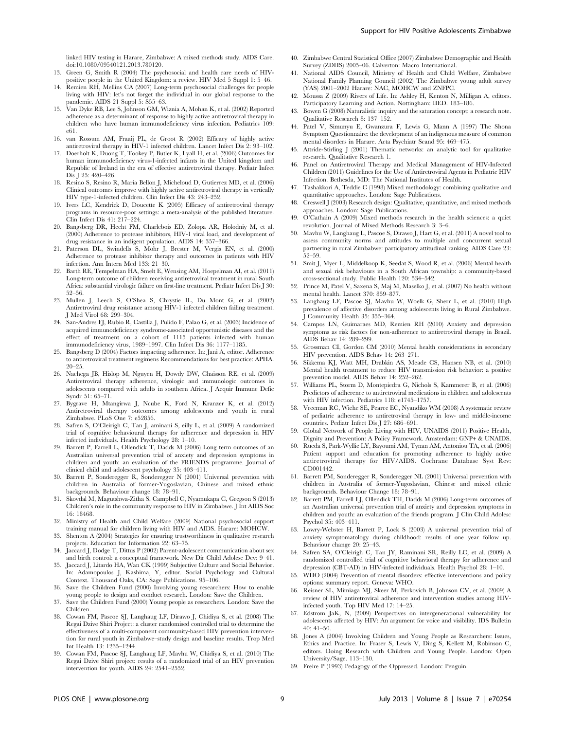linked HIV testing in Harare, Zimbabwe: A mixed methods study. AIDS Care. doi:10.1080/09540121.2013.780120.

13. Green G, Smith R (2004) The psychosocial and health care needs of HIV-positive people in the United Kingdom: a review. HIV Med 5 Suppl 1: 5–46.
14. Remien RH, Mellins CA (2007) Long-term psychosocial challenges for people living with HIV: let's not forget the individual in our global response to the pandemic. AIDS 21 Suppl 5: S55–63.
15. Van Dyke RB, Lee S, Johnson GM, Wiznia A, Mohan K, et al. (2002) Reported adherence as a determinant of response to highly active antiretroviral therapy in children who have human immunodeficiency virus infection. Pediatrics 109: e61.
16. van Rossum AM, Fraaij PL, de Groot R (2002) Efficacy of highly active antiretroviral therapy in HIV-1 infected children. Lancet Infect Dis 2: 93–102.
17. Doerholt K, Duong T, Tookey P, Butler K, Lyall H, et al. (2006) Outcomes for human immunodeficiency virus-1-infected infants in the United kingdom and Republic of Ireland in the era of effective antiretroviral therapy. Pediatr Infect Dis J 25: 420–426.
18. Resino S, Resino R, Maria Bellon J, Micheloud D, Gutierrez MD, et al. (2006) Clinical outcomes improve with highly active antiretroviral therapy in vertically HIV type-1-infected children. Clin Infect Dis 43: 243–252.
19. Ivers LC, Kendrick D, Doucette K (2005) Efficacy of antiretroviral therapy programs in resource-poor settings: a meta-analysis of the published literature. Clin Infect Dis 41: 217–224.
20. Bangsberg DR, Hecht FM, Charlebois ED, Zolopa AR, Holodniy M, et al. (2000) Adherence to protease inhibitors, HIV-1 viral load, and development of drug resistance in an indigent population. AIDS 14: 357–366.
21. Paterson DL, Swindells S, Mohr J, Brester M, Vergis EN, et al. (2000) Adherence to protease inhibitor therapy and outcomes in patients with HIV infection. Ann Intern Med 133: 21–30.
22. Barth RE, Tempelman HA, Smelt E, Wensing AM, Hoepelman AI, et al. (2011) Long-term outcome of children receiving antiretroviral treatment in rural South Africa: substantial virologic failure on first-line treatment. Pediatr Infect Dis J 30: 52–56.
23. Mullen J, Leech S, O'Shea S, Chrystie IL, Du Mont G, et al. (2002) Antiretroviral drug resistance among HIV-1 infected children failing treatment. J Med Virol 68: 299–304.
24. San-Andres FJ, Rubio R, Castilla J, Pulido F, Palao G, et al. (2003) Incidence of acquired immunodeficiency syndrome-associated opportunistic diseases and the effect of treatment on a cohort of 1115 patients infected with human immunodeficiency virus, 1989–1997. Clin Infect Dis 36: 1177–1185.
25. Bangsberg D (2004) Factors impacting adherence. In: Jani A, editor. Adherence to antiretroviral treatment regimens Recommendations for best practice: APHA. 20–25.
26. Nachega JB, Hislop M, Nguyen H, Dowdy DW, Chaisson RE, et al. (2009) Antiretroviral therapy adherence, virologic and immunologic outcomes in adolescents compared with adults in southern Africa. J Acquir Immune Defic Syndr 51: 65–71.
27. Bygrave H, Mtangirwa J, Ncube K, Ford N, Kranzer K, et al. (2012) Antiretroviral therapy outcomes among adolescents and youth in rural Zimbabwe. PLoS One 7: e52856.
28. Safren S, O'Cleirigh C, Tan J, aminani S, eilly L, et al. (2009) A randomized trial of cognitive behavioural therapy for adherence and depression in HIV infected individuals. Health Psychology 28: 1–10.
29. Barrett P, Farrell L, Ollendick T, Dadds M (2006) Long term outcomes of an Australian universal prevention trial of anxiety and depression symptoms in children and youth: an evaluation of the FRIENDS programme. Journal of clinical child and adolescent psychology 35: 403–411.
30. Barrett P, Sonderegger R, Sonderegger N (2001) Universal prevention with children in Australia of former-Yugoslavian, Chinese and mixed ethnic backgrounds. Behaviour change 18: 78–91.
31. Skovdal M, Magutshwa-Zitha S, Campbell C, Nyamukapa C, Gregson S (2013) Children's role in the community response to HIV in Zimbabwe. J Int AIDS Soc 16: 18468.
32. Ministry of Health and Child Welfare (2009) National psychosocial support training manual for children living with HIV and AIDS. Harare: MOHCW.
33. Shenton A (2004) Strategies for ensuring trustworthiness in qualitative research projects. Education for Information 22: 63–75.
34. Jaccard J, Dodge T, Dittus P (2002) Parent-adolescent communication about sex and birth control: a conceptual framework. New Dir Child Adolesc Dev: 9–41.
35. Jaccard J, Litardo HA, Wan CK (1999) Subjective Culture and Social Behavior. In: Adamopoulos J, Kashima, Y, editor. Social Psychology and Cultural Context. Thousand Oaks, CA: Sage Publications. 95–106.
36. Save the Children Fund (2000) Involving young researchers: How to enable young people to design and conduct research. London: Save the Children.
37. Save the Children Fund (2000) Young people as researchers. London: Save the Children.
38. Cowan FM, Pascoe SJ, Langhaug LF, Dirawo J, Chidiya S, et al. (2008) The Regai Dzive Shiri Project: a cluster randomised controlled trial to determine the effectiveness of a multi-component community-based HIV prevention intervention for rural youth in Zimbabwe–study design and baseline results. Trop Med Int Health 13: 1235–1244.
39. Cowan FM, Pascoe SJ, Langhaug LF, Mavhu W, Chidiya S, et al. (2010) The Regai Dzive Shiri project: results of a randomized trial of an HIV prevention intervention for youth. AIDS 24: 2541–2552.
40. Zimbabwe Central Statistical Office (2007) Zimbabwe Demographic and Health Survey (ZDHS) 2005–06. Calverton: Macro International.
41. National AIDS Council, Ministry of Health and Child Welfare, Zimbabwe National Family Planning Council (2002) The Zimbabwe young adult survey (YAS) 2001–2002 Harare: NAC, MOHCW and ZNFPC.
42. Moussa Z (2009) Rivers of Life. In: Ashley H, Kenton N, Milligan A, editors. Participatory Learning and Action. Nottingham: IIED. 183–186.
43. Bowen G (2008) Naturalistic inquiry and the saturation concept: a research note. Qualitative Research 8: 137–152.
44. Patel V, Simunyu E, Gwanzura F, Lewis G, Mann A (1997) The Shona Symptom Questionnaire: the development of an indigenous measure of common mental disorders in Harare. Acta Psychiatr Scand 95: 469–475.
45. Attride-Stirling J (2001) Thematic networks: an analytic tool for qualitative research. Qualitative Research 1.
46. Panel on Antiretroviral Therapy and Medical Management of HIV-Infected Children (2011) Guidelines for the Use of Antiretroviral Agents in Pediatric HIV Infection. Bethesda, MD: The National Institutes of Health.
47. Tashakkori A, Teddie C (1998) Mixed methodology: combining qualitative and quantitative approaches. London: Sage Publications.
48. Creswell J (2003) Research design: Qualitative, quantitative, and mixed methods approaches. London: Sage Publications.
49. O'Cathain A (2009) Mixed methods research in the health sciences: a quiet revolution. Journal of Mixed Methods Research 3: 3–6.
50. Mavhu W, Langhaug L, Pascoe S, Dirawo J, Hart G, et al. (2011) A novel tool to assess community norms and attitudes to multiple and concurrent sexual partnering in rural Zimbabwe: participatory attitudinal ranking. AIDS Care 23: 52–59.
51. Smit J, Myer L, Middelkoop K, Seedat S, Wood R, et al. (2006) Mental health and sexual risk behaviours in a South African township: a community-based cross-sectional study. Public Health 120: 534–542.
52. Prince M, Patel V, Saxena S, Maj M, Maselko J, et al. (2007) No health without mental health. Lancet 370: 859–877.
53. Langhaug LF, Pascoe SJ, Mavhu W, Woelk G, Sherr L, et al. (2010) High prevalence of affective disorders among adolescents living in Rural Zimbabwe. J Community Health 35: 355–364.
54. Campos LN, Guimaraes MD, Remien RH (2010) Anxiety and depression symptoms as risk factors for non-adherence to antiretroviral therapy in Brazil. AIDS Behav 14: 289–299.
55. Grossman CI, Gordon CM (2010) Mental health considerations in secondary HIV prevention. AIDS Behav 14: 263–271.
56. Sikkema KJ, Watt MH, Drabkin AS, Meade CS, Hansen NB, et al. (2010) Mental health treatment to reduce HIV transmission risk behavior: a positive prevention model. AIDS Behav 14: 252–262.
57. Williams PL, Storm D, Montepiedra G, Nichols S, Kammerer B, et al. (2006) Predictors of adherence to antiretroviral medications in children and adolescents with HIV infection. Pediatrics 118: e1745–1757.
58. Vreeman RC, Wiehe SE, Pearce EC, Nyandiko WM (2008) A systematic review of pediatric adherence to antiretroviral therapy in low- and middle-income countries. Pediatr Infect Dis J 27: 686–691.
59. Global Network of People Living with HIV, UNAIDS (2011) Positive Health, Dignity and Prevention: A Policy Framework. Amsterdam: GNP+ & UNAIDS.
60. Rueda S, Park-Wyllie LY, Bayoumi AM, Tynan AM, Antoniou TA, et al. (2006) Patient support and education for promoting adherence to highly active antiretroviral therapy for HIV/AIDS. Cochrane Database Syst Rev: CD001442.
61. Barrett PM, Sonderegger R, Sonderegger NL (2001) Universal prevention with children in Australia of former-Yugoslavian, Chinese and mixed ethnic backgrounds. Behaviour Change 18: 78–91.
62. Barrett PM, Farrell LJ, Ollendick TH, Dadds M (2006) Long-term outcomes of an Australian universal prevention trial of anxiety and depression symptoms in children and youth: an evaluation of the friends program. J Clin Child Adolesc Psychol 35: 403–411.
63. Lowry-Webster H, Barrett P, Lock S (2003) A universal prevention trial of anxiety symptomatology during childhood: results of one year follow up. Behaviour change 20: 25–43.
64. Safren SA, O'Cleirigh C, Tan JY, Raminani SR, Reilly LC, et al. (2009) A randomized controlled trial of cognitive behavioral therapy for adherence and depression (CBT-AD) in HIV-infected individuals. Health Psychol 28: 1–10.
65. WHO (2004) Prevention of mental disorders: effective interventions and policy options: summary report. Geneva: WHO.
66. Reisner SL, Mimiaga MJ, Skeer M, Perkovich B, Johnson CV, et al. (2009) A review of HIV antiretroviral adherence and intervention studies among HIV-infected youth. Top HIV Med 17: 14–25.
67. Edstrom JaK, N, (2009) Perspectives on intergenerational vulnerability for adolescents affected by HIV: An argument for voice and visibility. IDS Bulletin 40: 41–50.
68. Jones A (2004) Involving Children and Young People as Researchers: Issues, Ethics and Practice. In: Fraser S, Lewis V, Ding S, Kellett M, Robinson C, editors. Doing Research with Children and Young People. London: Open University/Sage. 113–130.
69. Freire P (1993) Pedagogy of the Oppressed. London: Penguin.